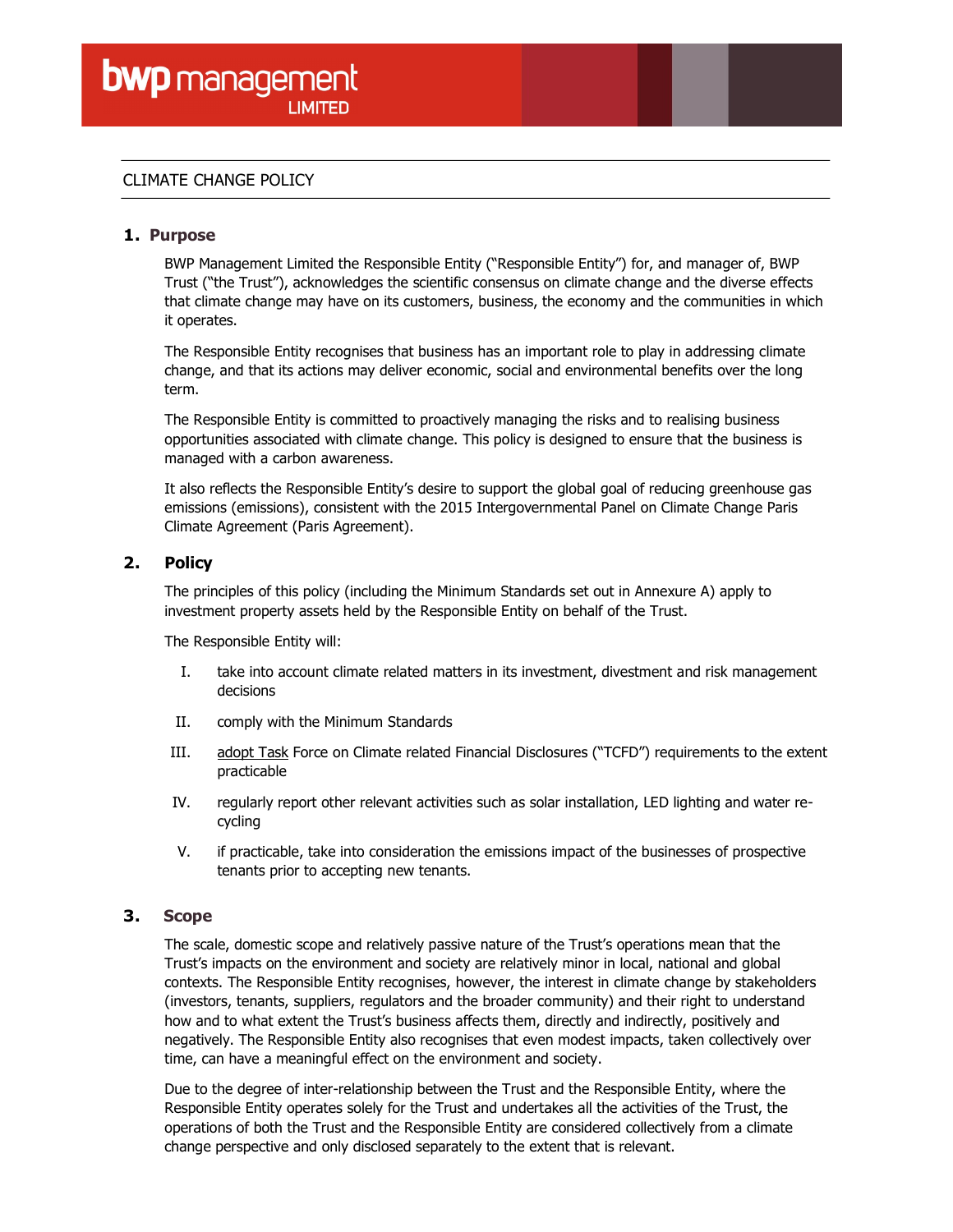# CLIMATE CHANGE POLICY

## 1. Purpose

BWP Management Limited the Responsible Entity ("Responsible Entity") for, and manager of, BWP Trust ("the Trust"), acknowledges the scientific consensus on climate change and the diverse effects that climate change may have on its customers, business, the economy and the communities in which it operates.

The Responsible Entity recognises that business has an important role to play in addressing climate change, and that its actions may deliver economic, social and environmental benefits over the long term.

The Responsible Entity is committed to proactively managing the risks and to realising business opportunities associated with climate change. This policy is designed to ensure that the business is managed with a carbon awareness.

It also reflects the Responsible Entity's desire to support the global goal of reducing greenhouse gas emissions (emissions), consistent with the 2015 Intergovernmental Panel on Climate Change Paris Climate Agreement (Paris Agreement).

## 2. Policy

The principles of this policy (including the Minimum Standards set out in Annexure A) apply to investment property assets held by the Responsible Entity on behalf of the Trust.

The Responsible Entity will:

I. take into account climate related matters in its investment, divestment and risk management decisions

II. comply with the Minimum Standards

III. adopt Task Force on Climate related Financial Disclosures ("TCFD") requirements to the extent practicable

IV. regularly report other relevant activities such as solar installation, LED lighting and water re-cycling

V. if practicable, take into consideration the emissions impact of the businesses of prospective tenants prior to accepting new tenants.

## 3. Scope

The scale, domestic scope and relatively passive nature of the Trust's operations mean that the Trust's impacts on the environment and society are relatively minor in local, national and global contexts. The Responsible Entity recognises, however, the interest in climate change by stakeholders (investors, tenants, suppliers, regulators and the broader community) and their right to understand how and to what extent the Trust's business affects them, directly and indirectly, positively and negatively. The Responsible Entity also recognises that even modest impacts, taken collectively over time, can have a meaningful effect on the environment and society.

Due to the degree of inter-relationship between the Trust and the Responsible Entity, where the Responsible Entity operates solely for the Trust and undertakes all the activities of the Trust, the operations of both the Trust and the Responsible Entity are considered collectively from a climate change perspective and only disclosed separately to the extent that is relevant.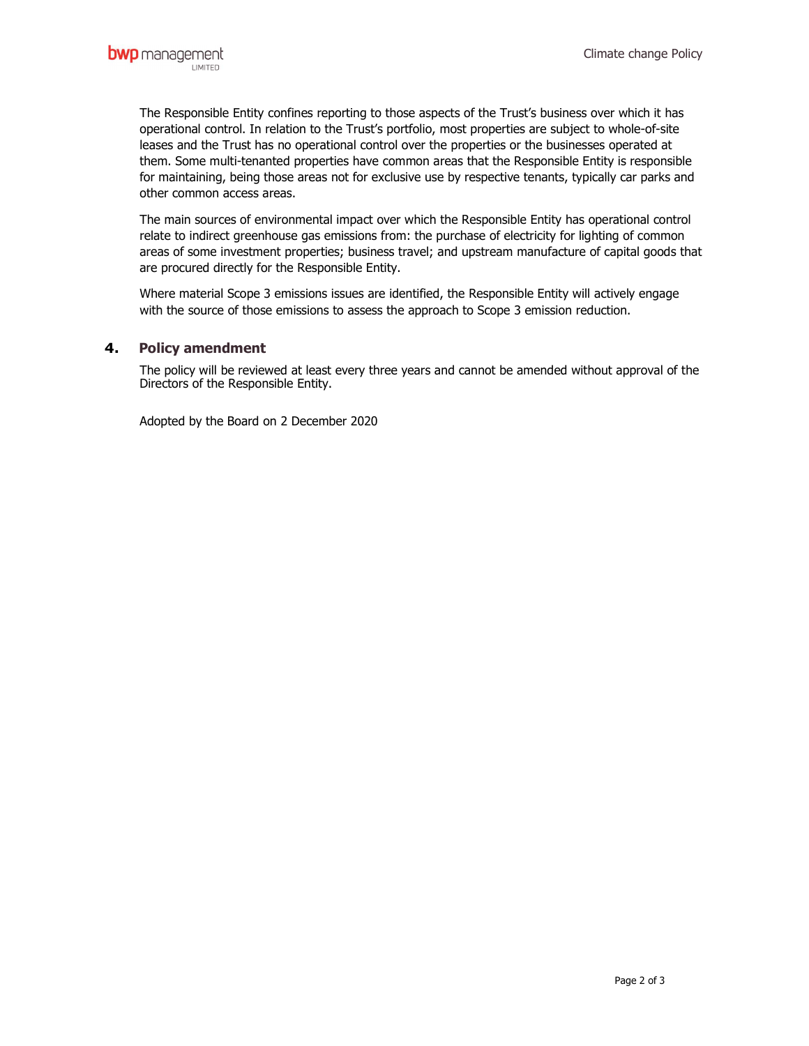The Responsible Entity confines reporting to those aspects of the Trust's business over which it has operational control. In relation to the Trust's portfolio, most properties are subject to whole-of-site leases and the Trust has no operational control over the properties or the businesses operated at them. Some multi-tenanted properties have common areas that the Responsible Entity is responsible for maintaining, being those areas not for exclusive use by respective tenants, typically car parks and other common access areas.

The main sources of environmental impact over which the Responsible Entity has operational control relate to indirect greenhouse gas emissions from: the purchase of electricity for lighting of common areas of some investment properties; business travel; and upstream manufacture of capital goods that are procured directly for the Responsible Entity.

Where material Scope 3 emissions issues are identified, the Responsible Entity will actively engage with the source of those emissions to assess the approach to Scope 3 emission reduction.

## 4. Policy amendment

The policy will be reviewed at least every three years and cannot be amended without approval of the Directors of the Responsible Entity.

Adopted by the Board on 2 December 2020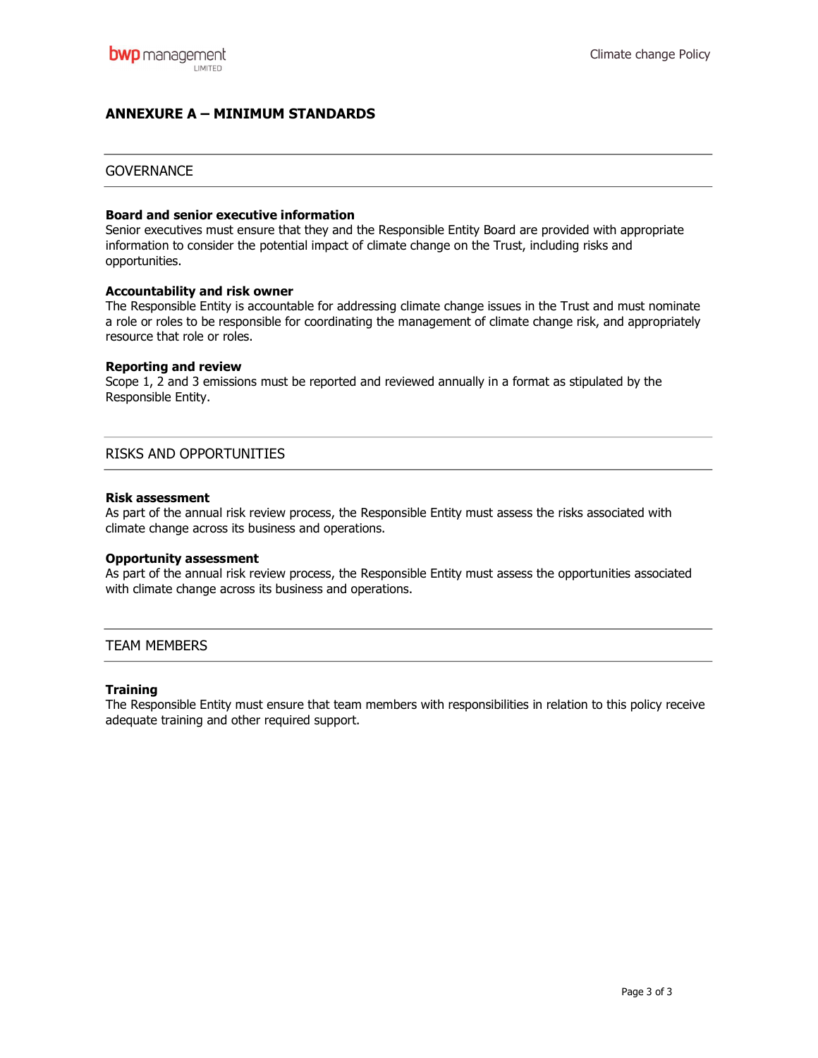# ANNEXURE A – MINIMUM STANDARDS

## GOVERNANCE

**Board and senior executive information**
Senior executives must ensure that they and the Responsible Entity Board are provided with appropriate information to consider the potential impact of climate change on the Trust, including risks and opportunities.

**Accountability and risk owner**
The Responsible Entity is accountable for addressing climate change issues in the Trust and must nominate a role or roles to be responsible for coordinating the management of climate change risk, and appropriately resource that role or roles.

**Reporting and review**
Scope 1, 2 and 3 emissions must be reported and reviewed annually in a format as stipulated by the Responsible Entity.

## RISKS AND OPPORTUNITIES

**Risk assessment**
As part of the annual risk review process, the Responsible Entity must assess the risks associated with climate change across its business and operations.

**Opportunity assessment**
As part of the annual risk review process, the Responsible Entity must assess the opportunities associated with climate change across its business and operations.

## TEAM MEMBERS

**Training**
The Responsible Entity must ensure that team members with responsibilities in relation to this policy receive adequate training and other required support.